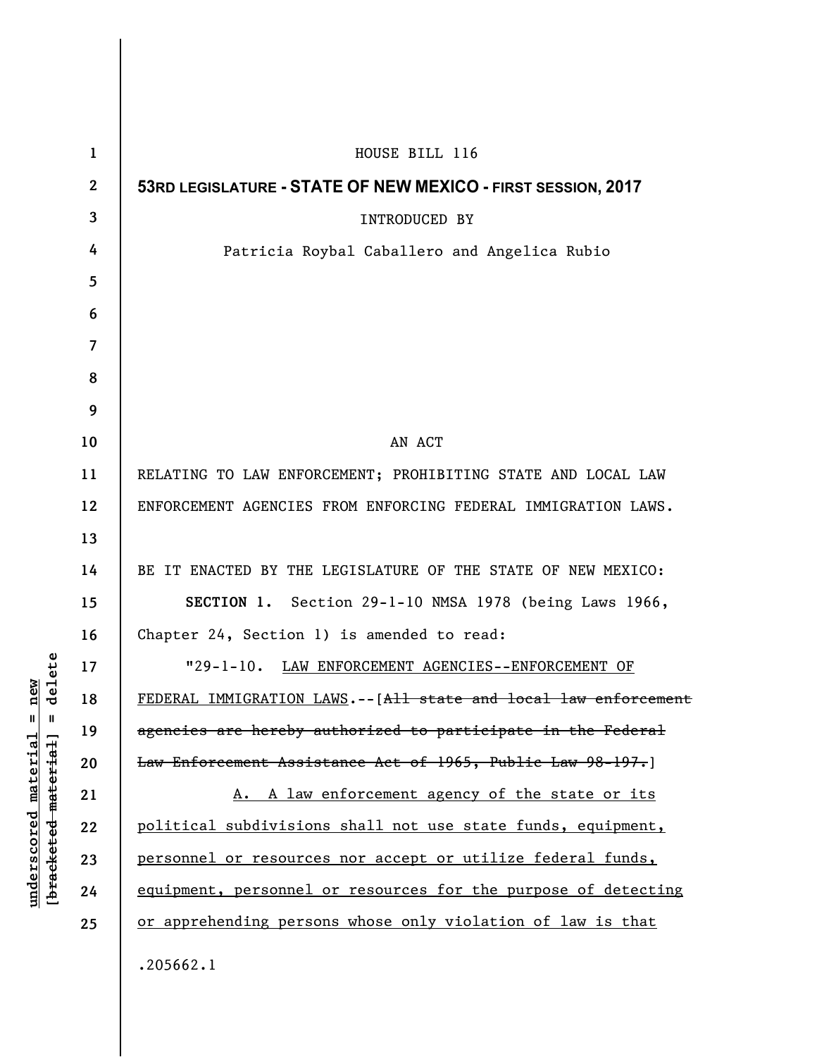HOUSE BILL 116

**53RD LEGISLATURE - STATE OF NEW MEXICO - FIRST SESSION, 2017**

INTRODUCED BY

Patricia Roybal Caballero and Angelica Rubio

AN ACT

RELATING TO LAW ENFORCEMENT; PROHIBITING STATE AND LOCAL LAW ENFORCEMENT AGENCIES FROM ENFORCING FEDERAL IMMIGRATION LAWS.

BE IT ENACTED BY THE LEGISLATURE OF THE STATE OF NEW MEXICO:

**SECTION 1.** Section 29-1-10 NMSA 1978 (being Laws 1966, Chapter 24, Section 1) is amended to read:

"29-1-10. <u>LAW ENFORCEMENT AGENCIES--ENFORCEMENT OF FEDERAL IMMIGRATION LAWS</u>.--[~~All state and local law enforcement agencies are hereby authorized to participate in the Federal Law Enforcement Assistance Act of 1965, Public Law 98-197.~~]

<u>A. A law enforcement agency of the state or its political subdivisions shall not use state funds, equipment, personnel or resources nor accept or utilize federal funds, equipment, personnel or resources for the purpose of detecting or apprehending persons whose only violation of law is that</u>

.205662.1

underscored material = new
[bracketed material] = delete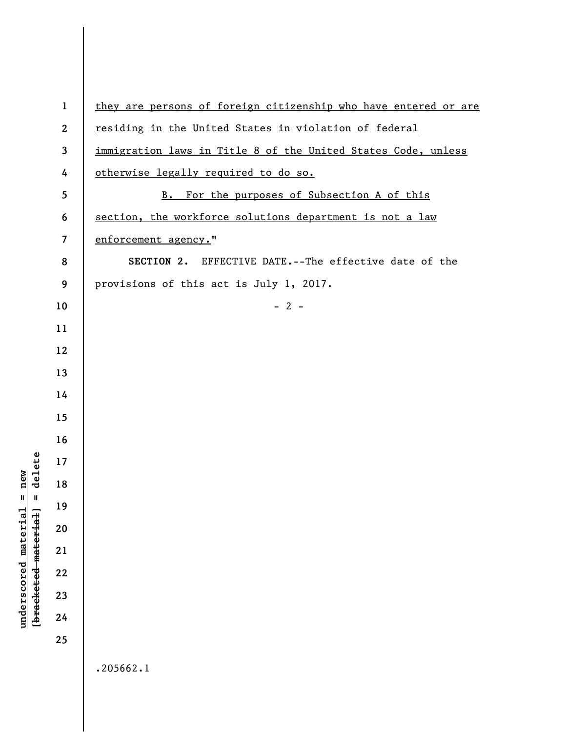they are persons of foreign citizenship who have entered or are residing in the United States in violation of federal immigration laws in Title 8 of the United States Code, unless otherwise legally required to do so.

B. For the purposes of Subsection A of this section, the workforce solutions department is not a law enforcement agency."

**SECTION 2.** EFFECTIVE DATE.--The effective date of the provisions of this act is July 1, 2017.

.205662.1